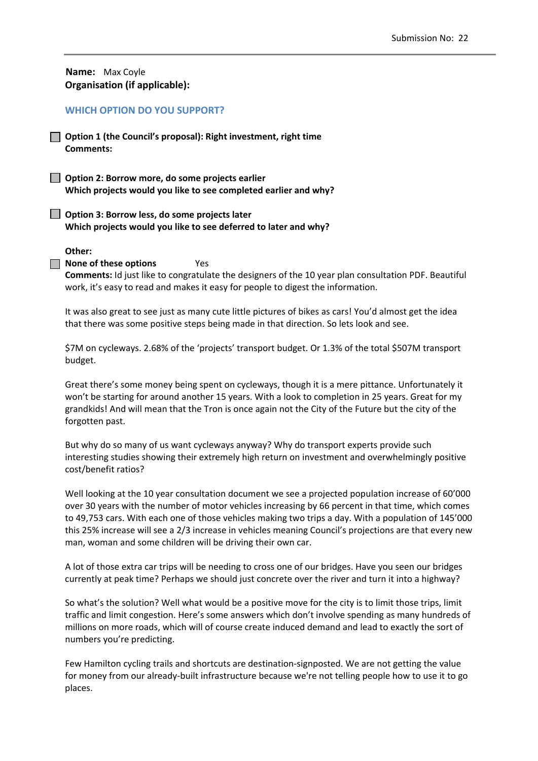Submission No: 22

**Name:** Max Coyle
**Organisation (if applicable):**

## WHICH OPTION DO YOU SUPPORT?

☐ **Option 1 (the Council's proposal): Right investment, right time**
**Comments:**

☐ **Option 2: Borrow more, do some projects earlier**
**Which projects would you like to see completed earlier and why?**

☐ **Option 3: Borrow less, do some projects later**
**Which projects would you like to see deferred to later and why?**

**Other:**

☐ **None of these options** Yes

**Comments:** Id just like to congratulate the designers of the 10 year plan consultation PDF. Beautiful work, it's easy to read and makes it easy for people to digest the information.

It was also great to see just as many cute little pictures of bikes as cars! You'd almost get the idea that there was some positive steps being made in that direction. So lets look and see.

$7M on cycleways. 2.68% of the 'projects' transport budget. Or 1.3% of the total $507M transport budget.

Great there's some money being spent on cycleways, though it is a mere pittance. Unfortunately it won't be starting for around another 15 years. With a look to completion in 25 years. Great for my grandkids! And will mean that the Tron is once again not the City of the Future but the city of the forgotten past.

But why do so many of us want cycleways anyway? Why do transport experts provide such interesting studies showing their extremely high return on investment and overwhelmingly positive cost/benefit ratios?

Well looking at the 10 year consultation document we see a projected population increase of 60'000 over 30 years with the number of motor vehicles increasing by 66 percent in that time, which comes to 49,753 cars. With each one of those vehicles making two trips a day. With a population of 145'000 this 25% increase will see a 2/3 increase in vehicles meaning Council's projections are that every new man, woman and some children will be driving their own car.

A lot of those extra car trips will be needing to cross one of our bridges. Have you seen our bridges currently at peak time? Perhaps we should just concrete over the river and turn it into a highway?

So what's the solution? Well what would be a positive move for the city is to limit those trips, limit traffic and limit congestion. Here's some answers which don't involve spending as many hundreds of millions on more roads, which will of course create induced demand and lead to exactly the sort of numbers you're predicting.

Few Hamilton cycling trails and shortcuts are destination-signposted. We are not getting the value for money from our already-built infrastructure because we're not telling people how to use it to go places.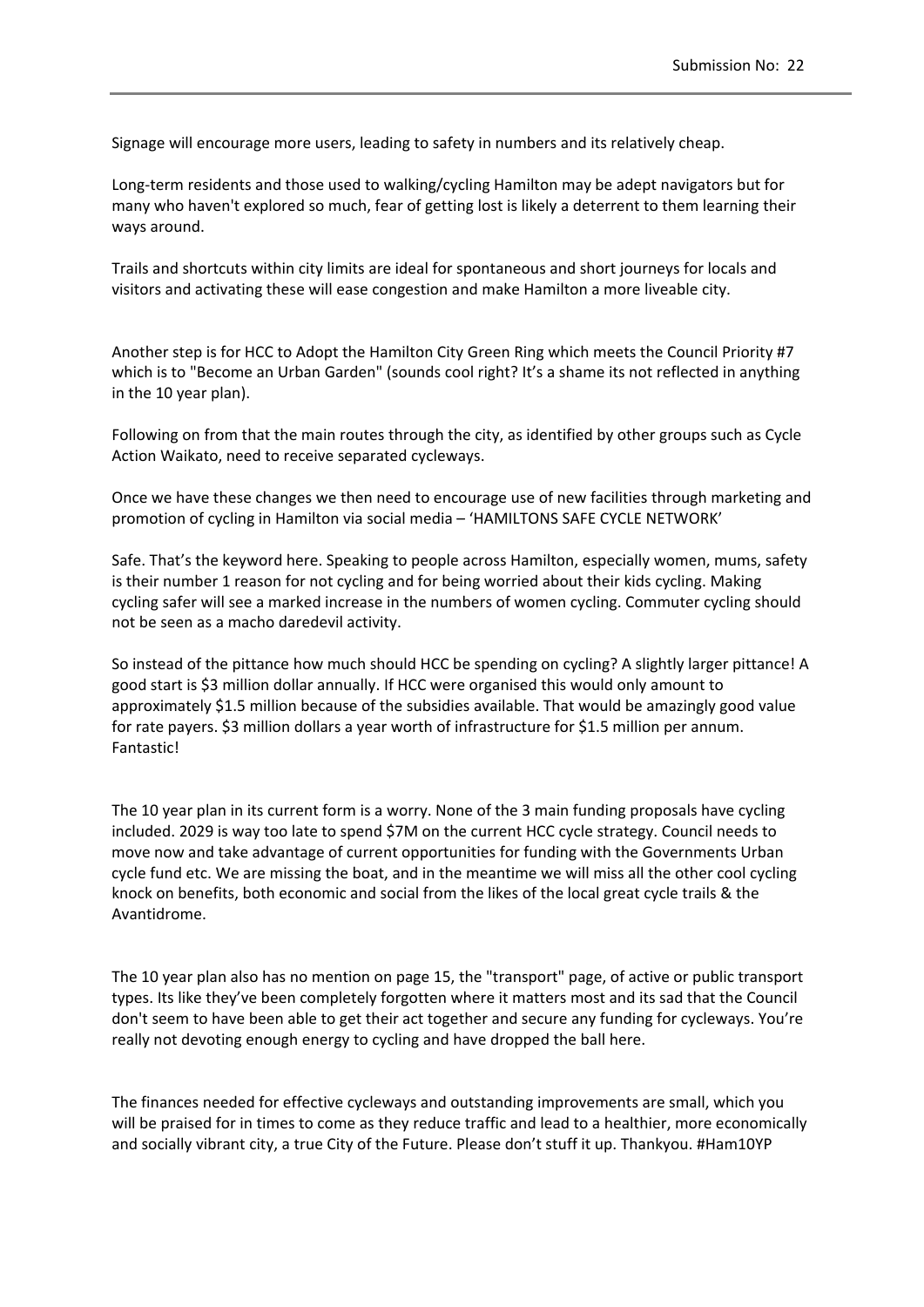Signage will encourage more users, leading to safety in numbers and its relatively cheap.

Long-term residents and those used to walking/cycling Hamilton may be adept navigators but for many who haven't explored so much, fear of getting lost is likely a deterrent to them learning their ways around.

Trails and shortcuts within city limits are ideal for spontaneous and short journeys for locals and visitors and activating these will ease congestion and make Hamilton a more liveable city.

Another step is for HCC to Adopt the Hamilton City Green Ring which meets the Council Priority #7 which is to "Become an Urban Garden" (sounds cool right? It's a shame its not reflected in anything in the 10 year plan).

Following on from that the main routes through the city, as identified by other groups such as Cycle Action Waikato, need to receive separated cycleways.

Once we have these changes we then need to encourage use of new facilities through marketing and promotion of cycling in Hamilton via social media – 'HAMILTONS SAFE CYCLE NETWORK'

Safe. That's the keyword here. Speaking to people across Hamilton, especially women, mums, safety is their number 1 reason for not cycling and for being worried about their kids cycling. Making cycling safer will see a marked increase in the numbers of women cycling. Commuter cycling should not be seen as a macho daredevil activity.

So instead of the pittance how much should HCC be spending on cycling? A slightly larger pittance! A good start is $3 million dollar annually. If HCC were organised this would only amount to approximately $1.5 million because of the subsidies available. That would be amazingly good value for rate payers. $3 million dollars a year worth of infrastructure for $1.5 million per annum. Fantastic!

The 10 year plan in its current form is a worry. None of the 3 main funding proposals have cycling included. 2029 is way too late to spend $7M on the current HCC cycle strategy. Council needs to move now and take advantage of current opportunities for funding with the Governments Urban cycle fund etc. We are missing the boat, and in the meantime we will miss all the other cool cycling knock on benefits, both economic and social from the likes of the local great cycle trails & the Avantidrome.

The 10 year plan also has no mention on page 15, the "transport" page, of active or public transport types. Its like they've been completely forgotten where it matters most and its sad that the Council don't seem to have been able to get their act together and secure any funding for cycleways. You're really not devoting enough energy to cycling and have dropped the ball here.

The finances needed for effective cycleways and outstanding improvements are small, which you will be praised for in times to come as they reduce traffic and lead to a healthier, more economically and socially vibrant city, a true City of the Future. Please don't stuff it up. Thankyou. #Ham10YP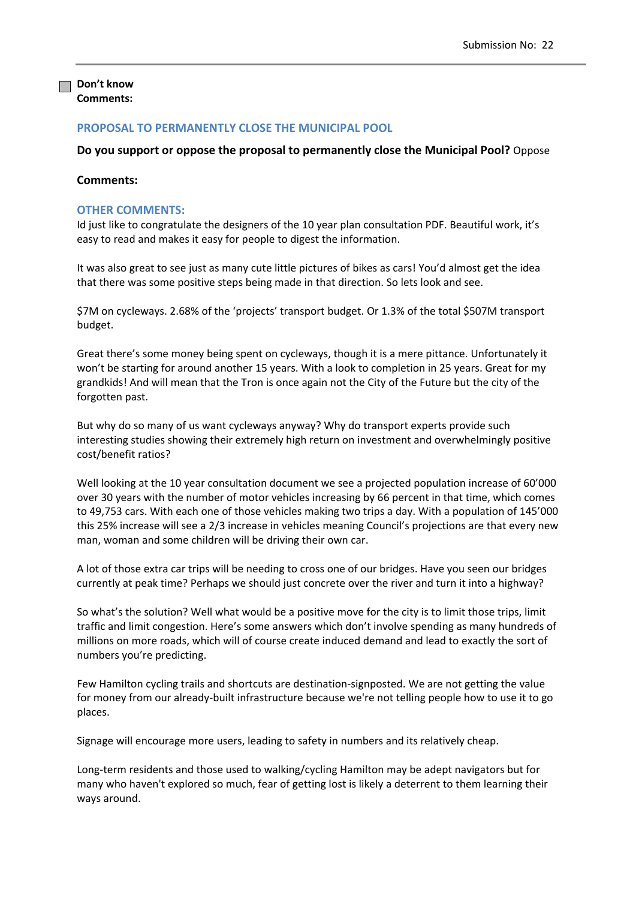☐ **Don't know**
**Comments:**

## PROPOSAL TO PERMANENTLY CLOSE THE MUNICIPAL POOL

**Do you support or oppose the proposal to permanently close the Municipal Pool?** Oppose

**Comments:**

## OTHER COMMENTS:

Id just like to congratulate the designers of the 10 year plan consultation PDF. Beautiful work, it's easy to read and makes it easy for people to digest the information.

It was also great to see just as many cute little pictures of bikes as cars! You'd almost get the idea that there was some positive steps being made in that direction. So lets look and see.

$7M on cycleways. 2.68% of the 'projects' transport budget. Or 1.3% of the total $507M transport budget.

Great there's some money being spent on cycleways, though it is a mere pittance. Unfortunately it won't be starting for around another 15 years. With a look to completion in 25 years. Great for my grandkids! And will mean that the Tron is once again not the City of the Future but the city of the forgotten past.

But why do so many of us want cycleways anyway? Why do transport experts provide such interesting studies showing their extremely high return on investment and overwhelmingly positive cost/benefit ratios?

Well looking at the 10 year consultation document we see a projected population increase of 60'000 over 30 years with the number of motor vehicles increasing by 66 percent in that time, which comes to 49,753 cars. With each one of those vehicles making two trips a day. With a population of 145'000 this 25% increase will see a 2/3 increase in vehicles meaning Council's projections are that every new man, woman and some children will be driving their own car.

A lot of those extra car trips will be needing to cross one of our bridges. Have you seen our bridges currently at peak time? Perhaps we should just concrete over the river and turn it into a highway?

So what's the solution? Well what would be a positive move for the city is to limit those trips, limit traffic and limit congestion. Here's some answers which don't involve spending as many hundreds of millions on more roads, which will of course create induced demand and lead to exactly the sort of numbers you're predicting.

Few Hamilton cycling trails and shortcuts are destination-signposted. We are not getting the value for money from our already-built infrastructure because we're not telling people how to use it to go places.

Signage will encourage more users, leading to safety in numbers and its relatively cheap.

Long-term residents and those used to walking/cycling Hamilton may be adept navigators but for many who haven't explored so much, fear of getting lost is likely a deterrent to them learning their ways around.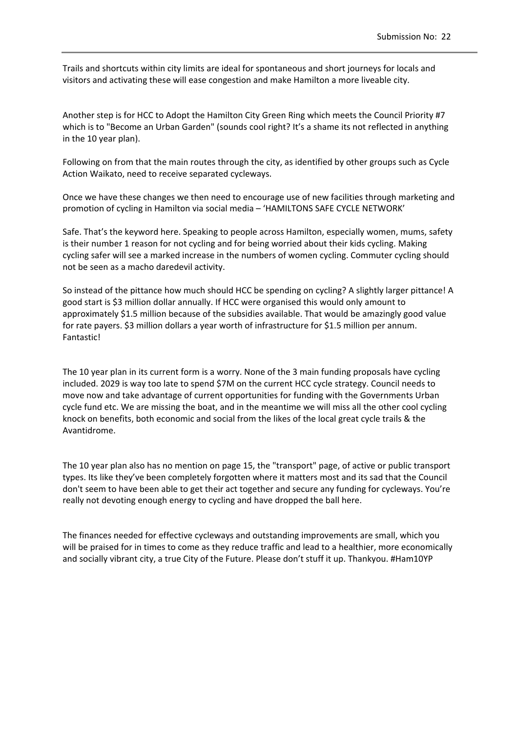Trails and shortcuts within city limits are ideal for spontaneous and short journeys for locals and visitors and activating these will ease congestion and make Hamilton a more liveable city.

Another step is for HCC to Adopt the Hamilton City Green Ring which meets the Council Priority #7 which is to "Become an Urban Garden" (sounds cool right? It's a shame its not reflected in anything in the 10 year plan).

Following on from that the main routes through the city, as identified by other groups such as Cycle Action Waikato, need to receive separated cycleways.

Once we have these changes we then need to encourage use of new facilities through marketing and promotion of cycling in Hamilton via social media – 'HAMILTONS SAFE CYCLE NETWORK'

Safe. That's the keyword here. Speaking to people across Hamilton, especially women, mums, safety is their number 1 reason for not cycling and for being worried about their kids cycling. Making cycling safer will see a marked increase in the numbers of women cycling. Commuter cycling should not be seen as a macho daredevil activity.

So instead of the pittance how much should HCC be spending on cycling? A slightly larger pittance! A good start is $3 million dollar annually. If HCC were organised this would only amount to approximately $1.5 million because of the subsidies available. That would be amazingly good value for rate payers. $3 million dollars a year worth of infrastructure for $1.5 million per annum. Fantastic!

The 10 year plan in its current form is a worry. None of the 3 main funding proposals have cycling included. 2029 is way too late to spend $7M on the current HCC cycle strategy. Council needs to move now and take advantage of current opportunities for funding with the Governments Urban cycle fund etc. We are missing the boat, and in the meantime we will miss all the other cool cycling knock on benefits, both economic and social from the likes of the local great cycle trails & the Avantidrome.

The 10 year plan also has no mention on page 15, the "transport" page, of active or public transport types. Its like they've been completely forgotten where it matters most and its sad that the Council don't seem to have been able to get their act together and secure any funding for cycleways. You're really not devoting enough energy to cycling and have dropped the ball here.

The finances needed for effective cycleways and outstanding improvements are small, which you will be praised for in times to come as they reduce traffic and lead to a healthier, more economically and socially vibrant city, a true City of the Future. Please don't stuff it up. Thankyou. #Ham10YP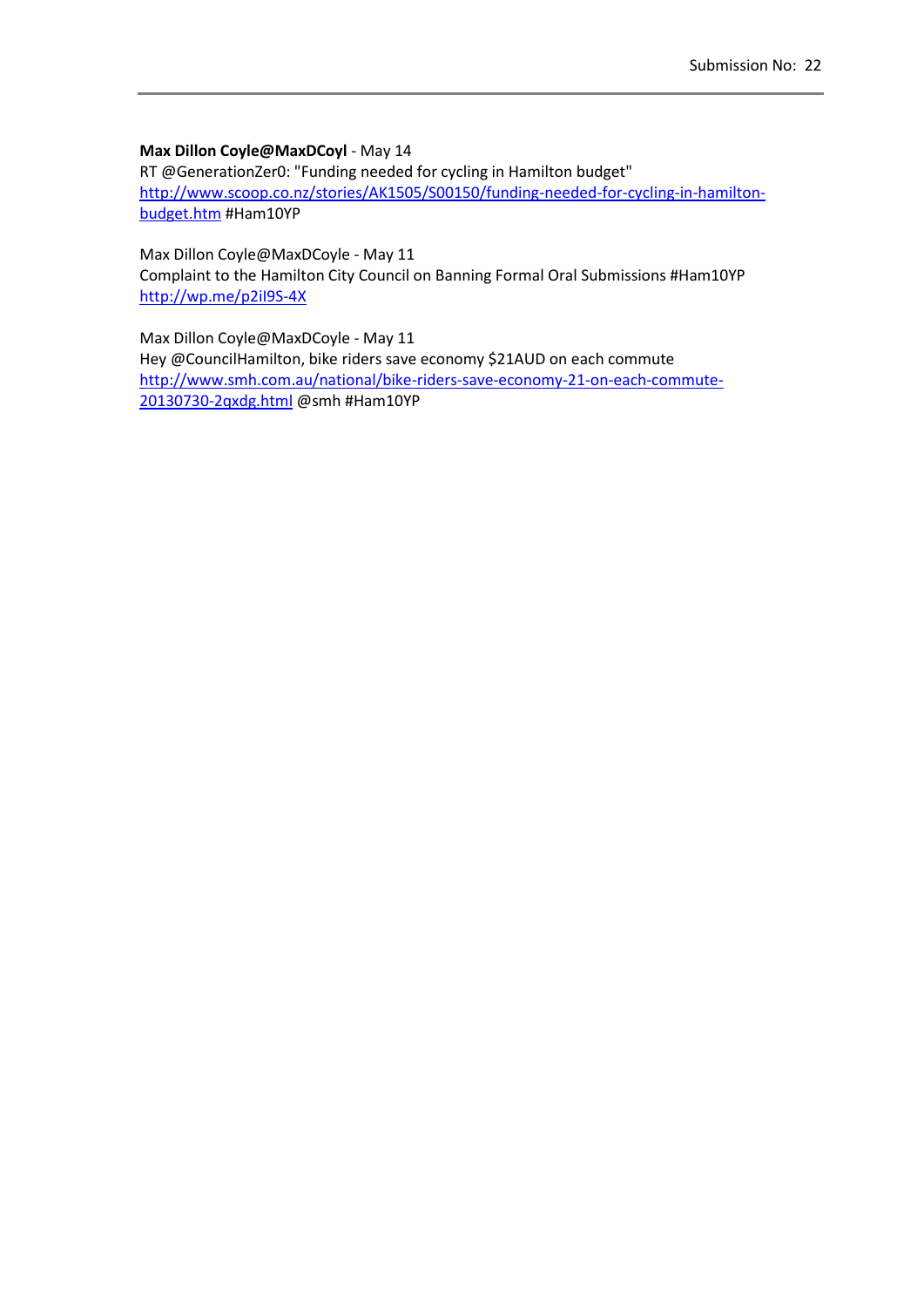**Max Dillon Coyle@MaxDCoyl** - May 14
RT @GenerationZer0: "Funding needed for cycling in Hamilton budget"
http://www.scoop.co.nz/stories/AK1505/S00150/funding-needed-for-cycling-in-hamilton-budget.htm #Ham10YP

Max Dillon Coyle@MaxDCoyle - May 11
Complaint to the Hamilton City Council on Banning Formal Oral Submissions #Ham10YP
http://wp.me/p2iI9S-4X

Max Dillon Coyle@MaxDCoyle - May 11
Hey @CouncilHamilton, bike riders save economy $21AUD on each commute
http://www.smh.com.au/national/bike-riders-save-economy-21-on-each-commute-20130730-2qxdg.html @smh #Ham10YP